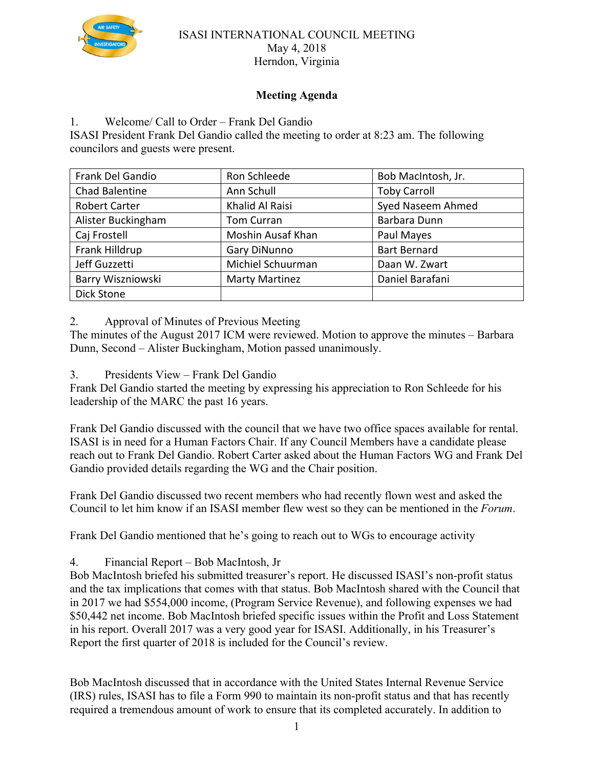# ISASI INTERNATIONAL COUNCIL MEETING
May 4, 2018
Herndon, Virginia

## Meeting Agenda

1. Welcome/ Call to Order – Frank Del Gandio

ISASI President Frank Del Gandio called the meeting to order at 8:23 am. The following councilors and guests were present.

| | | |
|---|---|---|
| Frank Del Gandio | Ron Schleede | Bob MacIntosh, Jr. |
| Chad Balentine | Ann Schull | Toby Carroll |
| Robert Carter | Khalid Al Raisi | Syed Naseem Ahmed |
| Alister Buckingham | Tom Curran | Barbara Dunn |
| Caj Frostell | Moshin Ausaf Khan | Paul Mayes |
| Frank Hilldrup | Gary DiNunno | Bart Bernard |
| Jeff Guzzetti | Michiel Schuurman | Daan W. Zwart |
| Barry Wiszniowski | Marty Martinez | Daniel Barafani |
| Dick Stone | | |

2. Approval of Minutes of Previous Meeting

The minutes of the August 2017 ICM were reviewed. Motion to approve the minutes – Barbara Dunn, Second – Alister Buckingham, Motion passed unanimously.

3. Presidents View – Frank Del Gandio

Frank Del Gandio started the meeting by expressing his appreciation to Ron Schleede for his leadership of the MARC the past 16 years.

Frank Del Gandio discussed with the council that we have two office spaces available for rental. ISASI is in need for a Human Factors Chair. If any Council Members have a candidate please reach out to Frank Del Gandio. Robert Carter asked about the Human Factors WG and Frank Del Gandio provided details regarding the WG and the Chair position.

Frank Del Gandio discussed two recent members who had recently flown west and asked the Council to let him know if an ISASI member flew west so they can be mentioned in the *Forum*.

Frank Del Gandio mentioned that he's going to reach out to WGs to encourage activity

4. Financial Report – Bob MacIntosh, Jr

Bob MacIntosh briefed his submitted treasurer's report. He discussed ISASI's non-profit status and the tax implications that comes with that status. Bob MacIntosh shared with the Council that in 2017 we had $554,000 income, (Program Service Revenue), and following expenses we had $50,442 net income. Bob MacIntosh briefed specific issues within the Profit and Loss Statement in his report. Overall 2017 was a very good year for ISASI. Additionally, in his Treasurer's Report the first quarter of 2018 is included for the Council's review.

Bob MacIntosh discussed that in accordance with the United States Internal Revenue Service (IRS) rules, ISASI has to file a Form 990 to maintain its non-profit status and that has recently required a tremendous amount of work to ensure that its completed accurately. In addition to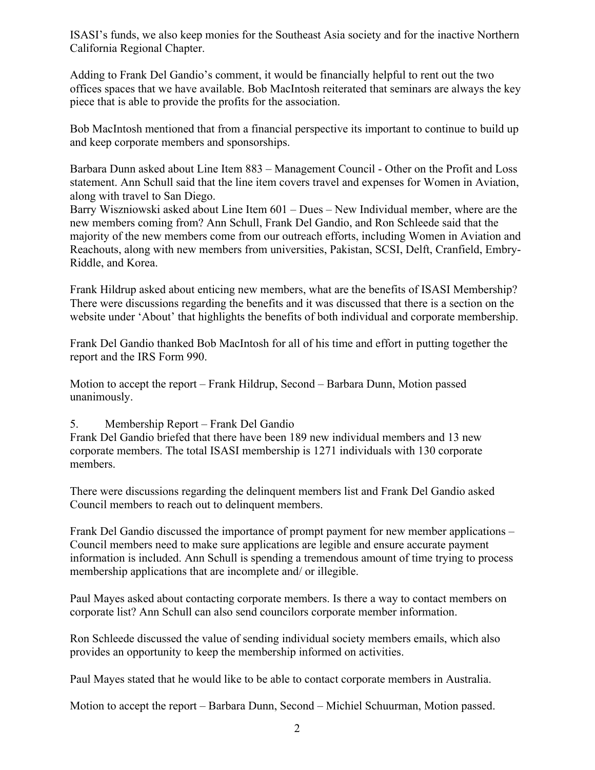ISASI's funds, we also keep monies for the Southeast Asia society and for the inactive Northern California Regional Chapter.

Adding to Frank Del Gandio's comment, it would be financially helpful to rent out the two offices spaces that we have available. Bob MacIntosh reiterated that seminars are always the key piece that is able to provide the profits for the association.

Bob MacIntosh mentioned that from a financial perspective its important to continue to build up and keep corporate members and sponsorships.

Barbara Dunn asked about Line Item 883 – Management Council - Other on the Profit and Loss statement. Ann Schull said that the line item covers travel and expenses for Women in Aviation, along with travel to San Diego.
Barry Wiszniowski asked about Line Item 601 – Dues – New Individual member, where are the new members coming from? Ann Schull, Frank Del Gandio, and Ron Schleede said that the majority of the new members come from our outreach efforts, including Women in Aviation and Reachouts, along with new members from universities, Pakistan, SCSI, Delft, Cranfield, Embry-Riddle, and Korea.

Frank Hildrup asked about enticing new members, what are the benefits of ISASI Membership? There were discussions regarding the benefits and it was discussed that there is a section on the website under 'About' that highlights the benefits of both individual and corporate membership.

Frank Del Gandio thanked Bob MacIntosh for all of his time and effort in putting together the report and the IRS Form 990.

Motion to accept the report – Frank Hildrup, Second – Barbara Dunn, Motion passed unanimously.

5. Membership Report – Frank Del Gandio

Frank Del Gandio briefed that there have been 189 new individual members and 13 new corporate members. The total ISASI membership is 1271 individuals with 130 corporate members.

There were discussions regarding the delinquent members list and Frank Del Gandio asked Council members to reach out to delinquent members.

Frank Del Gandio discussed the importance of prompt payment for new member applications – Council members need to make sure applications are legible and ensure accurate payment information is included. Ann Schull is spending a tremendous amount of time trying to process membership applications that are incomplete and/ or illegible.

Paul Mayes asked about contacting corporate members. Is there a way to contact members on corporate list? Ann Schull can also send councilors corporate member information.

Ron Schleede discussed the value of sending individual society members emails, which also provides an opportunity to keep the membership informed on activities.

Paul Mayes stated that he would like to be able to contact corporate members in Australia.

Motion to accept the report – Barbara Dunn, Second – Michiel Schuurman, Motion passed.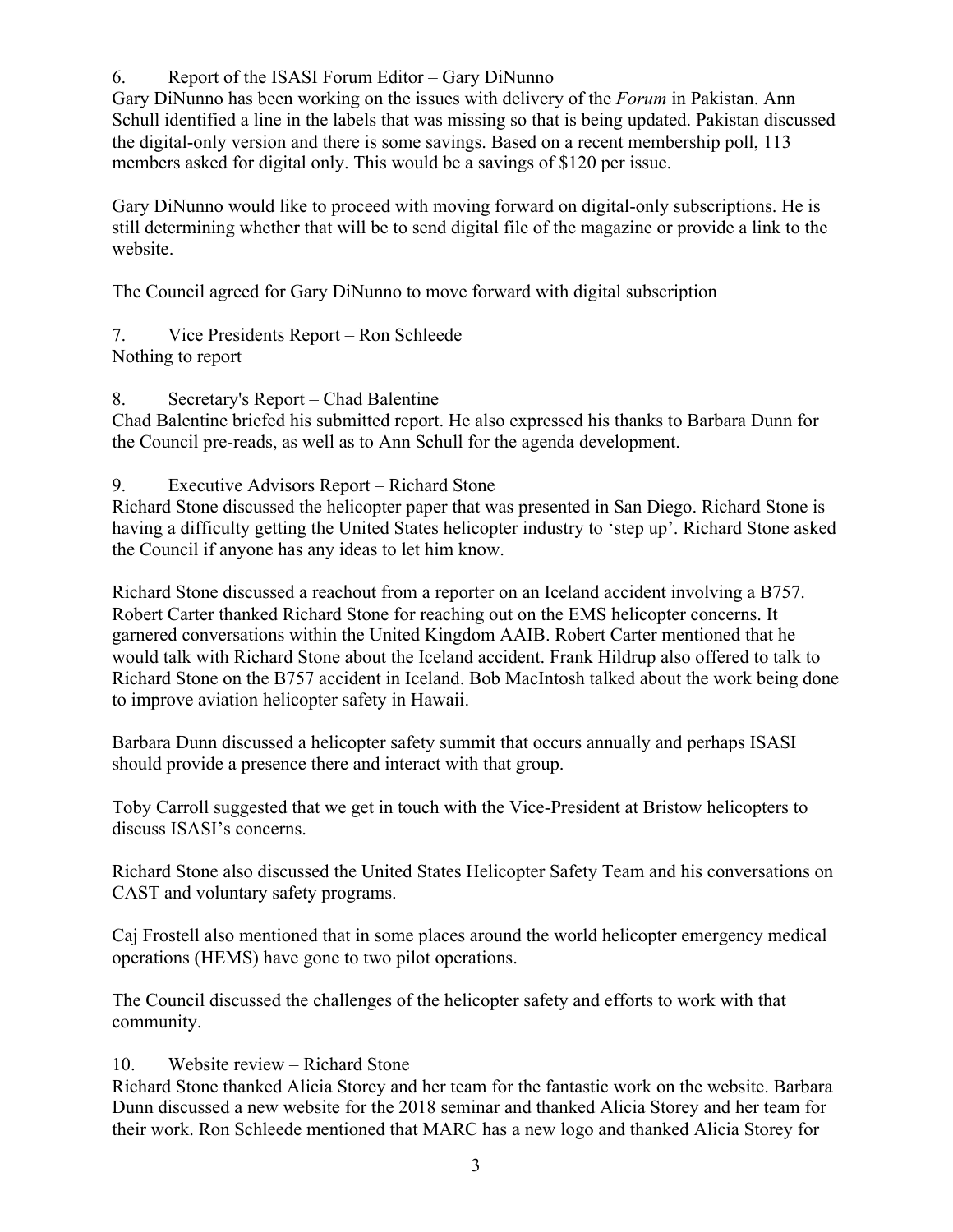6. Report of the ISASI Forum Editor – Gary DiNunno

Gary DiNunno has been working on the issues with delivery of the *Forum* in Pakistan. Ann Schull identified a line in the labels that was missing so that is being updated. Pakistan discussed the digital-only version and there is some savings. Based on a recent membership poll, 113 members asked for digital only. This would be a savings of $120 per issue.

Gary DiNunno would like to proceed with moving forward on digital-only subscriptions. He is still determining whether that will be to send digital file of the magazine or provide a link to the website.

The Council agreed for Gary DiNunno to move forward with digital subscription

7. Vice Presidents Report – Ron Schleede

Nothing to report

8. Secretary's Report – Chad Balentine

Chad Balentine briefed his submitted report. He also expressed his thanks to Barbara Dunn for the Council pre-reads, as well as to Ann Schull for the agenda development.

9. Executive Advisors Report – Richard Stone

Richard Stone discussed the helicopter paper that was presented in San Diego. Richard Stone is having a difficulty getting the United States helicopter industry to 'step up'. Richard Stone asked the Council if anyone has any ideas to let him know.

Richard Stone discussed a reachout from a reporter on an Iceland accident involving a B757. Robert Carter thanked Richard Stone for reaching out on the EMS helicopter concerns. It garnered conversations within the United Kingdom AAIB. Robert Carter mentioned that he would talk with Richard Stone about the Iceland accident. Frank Hildrup also offered to talk to Richard Stone on the B757 accident in Iceland. Bob MacIntosh talked about the work being done to improve aviation helicopter safety in Hawaii.

Barbara Dunn discussed a helicopter safety summit that occurs annually and perhaps ISASI should provide a presence there and interact with that group.

Toby Carroll suggested that we get in touch with the Vice-President at Bristow helicopters to discuss ISASI's concerns.

Richard Stone also discussed the United States Helicopter Safety Team and his conversations on CAST and voluntary safety programs.

Caj Frostell also mentioned that in some places around the world helicopter emergency medical operations (HEMS) have gone to two pilot operations.

The Council discussed the challenges of the helicopter safety and efforts to work with that community.

10. Website review – Richard Stone

Richard Stone thanked Alicia Storey and her team for the fantastic work on the website. Barbara Dunn discussed a new website for the 2018 seminar and thanked Alicia Storey and her team for their work. Ron Schleede mentioned that MARC has a new logo and thanked Alicia Storey for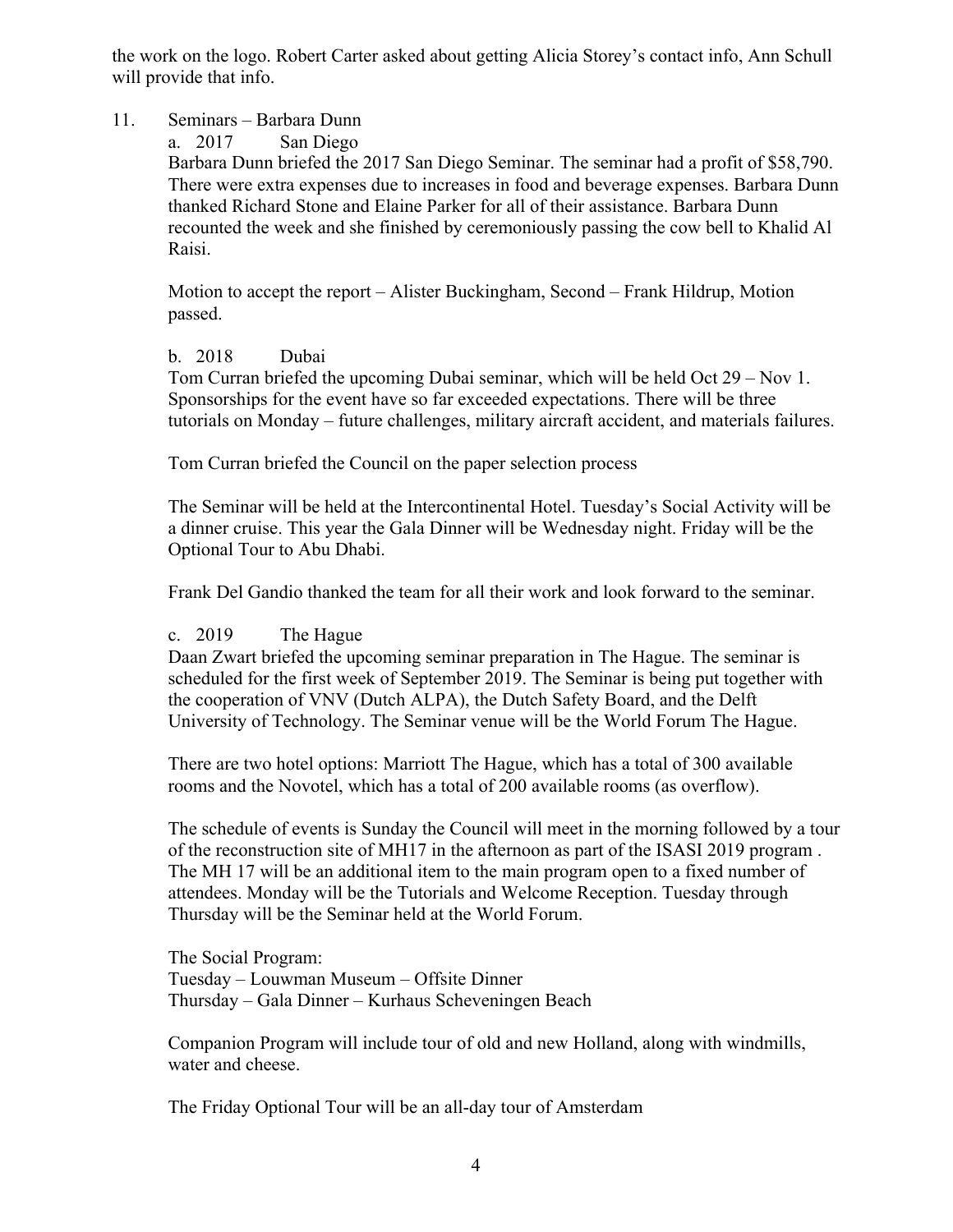the work on the logo. Robert Carter asked about getting Alicia Storey's contact info, Ann Schull will provide that info.

11. Seminars – Barbara Dunn

   a. 2017 San Diego

   Barbara Dunn briefed the 2017 San Diego Seminar. The seminar had a profit of $58,790. There were extra expenses due to increases in food and beverage expenses. Barbara Dunn thanked Richard Stone and Elaine Parker for all of their assistance. Barbara Dunn recounted the week and she finished by ceremoniously passing the cow bell to Khalid Al Raisi.

   Motion to accept the report – Alister Buckingham, Second – Frank Hildrup, Motion passed.

   b. 2018 Dubai

   Tom Curran briefed the upcoming Dubai seminar, which will be held Oct 29 – Nov 1. Sponsorships for the event have so far exceeded expectations. There will be three tutorials on Monday – future challenges, military aircraft accident, and materials failures.

   Tom Curran briefed the Council on the paper selection process

   The Seminar will be held at the Intercontinental Hotel. Tuesday's Social Activity will be a dinner cruise. This year the Gala Dinner will be Wednesday night. Friday will be the Optional Tour to Abu Dhabi.

   Frank Del Gandio thanked the team for all their work and look forward to the seminar.

   c. 2019 The Hague

   Daan Zwart briefed the upcoming seminar preparation in The Hague. The seminar is scheduled for the first week of September 2019. The Seminar is being put together with the cooperation of VNV (Dutch ALPA), the Dutch Safety Board, and the Delft University of Technology. The Seminar venue will be the World Forum The Hague.

   There are two hotel options: Marriott The Hague, which has a total of 300 available rooms and the Novotel, which has a total of 200 available rooms (as overflow).

   The schedule of events is Sunday the Council will meet in the morning followed by a tour of the reconstruction site of MH17 in the afternoon as part of the ISASI 2019 program . The MH 17 will be an additional item to the main program open to a fixed number of attendees. Monday will be the Tutorials and Welcome Reception. Tuesday through Thursday will be the Seminar held at the World Forum.

   The Social Program:
   Tuesday – Louwman Museum – Offsite Dinner
   Thursday – Gala Dinner – Kurhaus Scheveningen Beach

   Companion Program will include tour of old and new Holland, along with windmills, water and cheese.

   The Friday Optional Tour will be an all-day tour of Amsterdam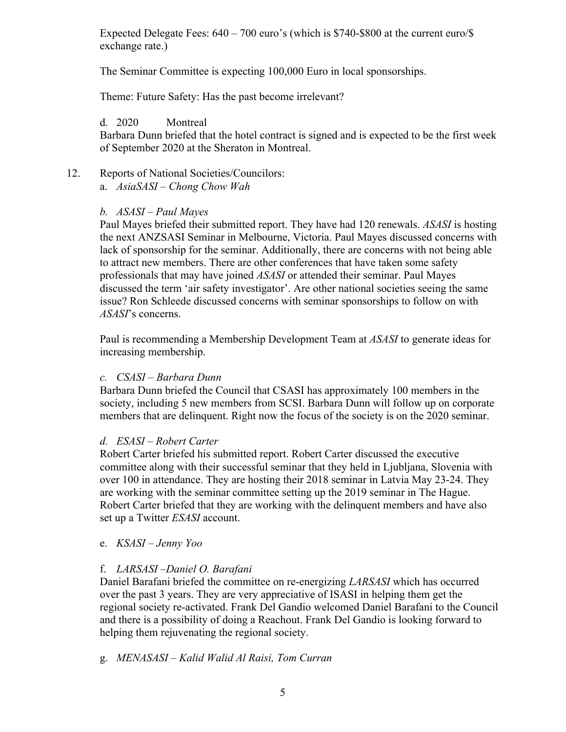Expected Delegate Fees: 640 – 700 euro's (which is $740-$800 at the current euro/$ exchange rate.)

The Seminar Committee is expecting 100,000 Euro in local sponsorships.

Theme: Future Safety: Has the past become irrelevant?

d. 2020 Montreal

Barbara Dunn briefed that the hotel contract is signed and is expected to be the first week of September 2020 at the Sheraton in Montreal.

12. Reports of National Societies/Councilors:

a. *AsiaSASI – Chong Chow Wah*

b. *ASASI – Paul Mayes*

Paul Mayes briefed their submitted report. They have had 120 renewals. *ASASI* is hosting the next ANZSASI Seminar in Melbourne, Victoria. Paul Mayes discussed concerns with lack of sponsorship for the seminar. Additionally, there are concerns with not being able to attract new members. There are other conferences that have taken some safety professionals that may have joined *ASASI* or attended their seminar. Paul Mayes discussed the term 'air safety investigator'. Are other national societies seeing the same issue? Ron Schleede discussed concerns with seminar sponsorships to follow on with *ASASI*'s concerns.

Paul is recommending a Membership Development Team at *ASASI* to generate ideas for increasing membership.

c. *CSASI – Barbara Dunn*

Barbara Dunn briefed the Council that CSASI has approximately 100 members in the society, including 5 new members from SCSI. Barbara Dunn will follow up on corporate members that are delinquent. Right now the focus of the society is on the 2020 seminar.

d. *ESASI – Robert Carter*

Robert Carter briefed his submitted report. Robert Carter discussed the executive committee along with their successful seminar that they held in Ljubljana, Slovenia with over 100 in attendance. They are hosting their 2018 seminar in Latvia May 23-24. They are working with the seminar committee setting up the 2019 seminar in The Hague. Robert Carter briefed that they are working with the delinquent members and have also set up a Twitter *ESASI* account.

e. *KSASI – Jenny Yoo*

f. *LARSASI –Daniel O. Barafani*

Daniel Barafani briefed the committee on re-energizing *LARSASI* which has occurred over the past 3 years. They are very appreciative of ISASI in helping them get the regional society re-activated. Frank Del Gandio welcomed Daniel Barafani to the Council and there is a possibility of doing a Reachout. Frank Del Gandio is looking forward to helping them rejuvenating the regional society.

g. *MENASASI – Kalid Walid Al Raisi, Tom Curran*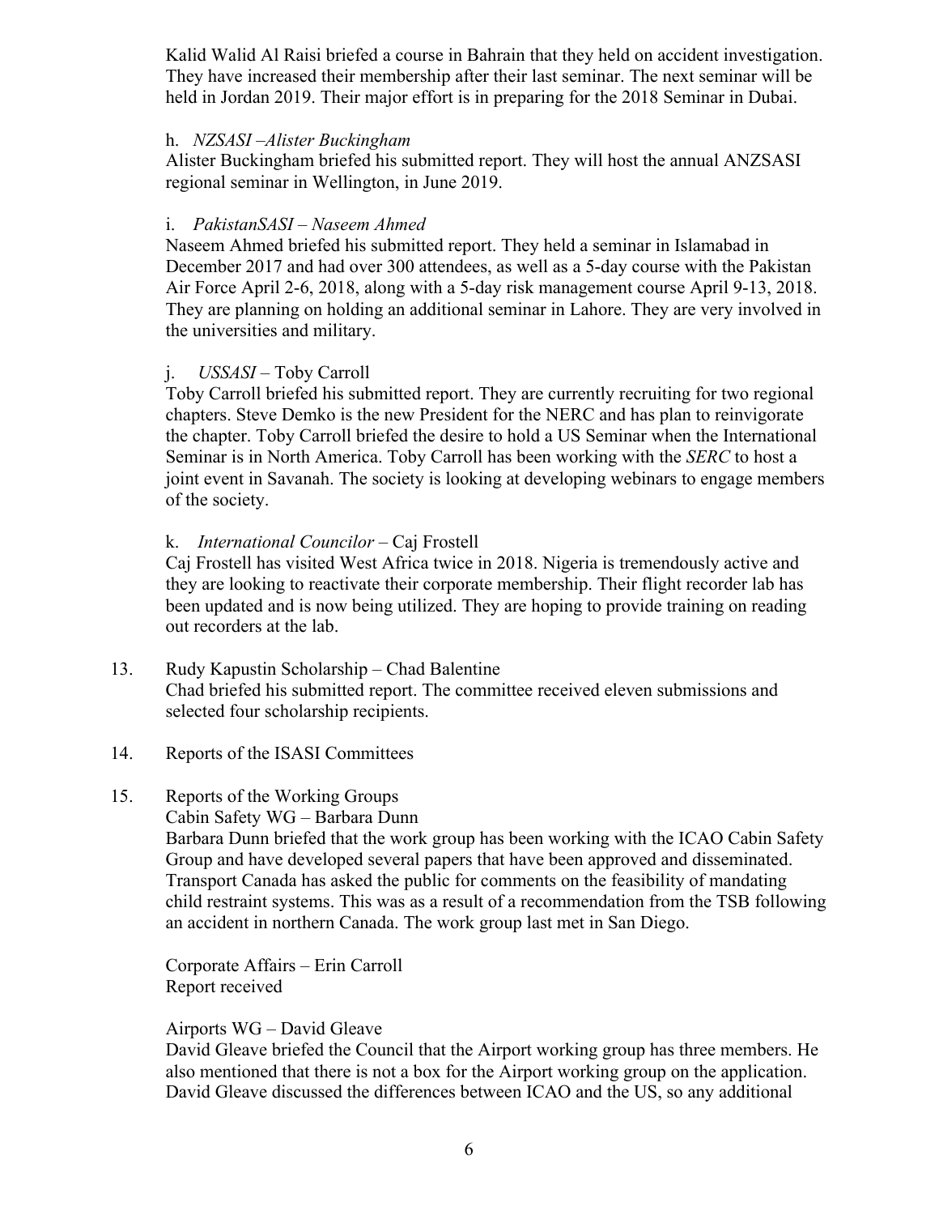Kalid Walid Al Raisi briefed a course in Bahrain that they held on accident investigation. They have increased their membership after their last seminar. The next seminar will be held in Jordan 2019. Their major effort is in preparing for the 2018 Seminar in Dubai.

h. *NZSASI –Alister Buckingham*

Alister Buckingham briefed his submitted report. They will host the annual ANZSASI regional seminar in Wellington, in June 2019.

i. *PakistanSASI – Naseem Ahmed*

Naseem Ahmed briefed his submitted report. They held a seminar in Islamabad in December 2017 and had over 300 attendees, as well as a 5-day course with the Pakistan Air Force April 2-6, 2018, along with a 5-day risk management course April 9-13, 2018. They are planning on holding an additional seminar in Lahore. They are very involved in the universities and military.

j. *USSASI* – Toby Carroll

Toby Carroll briefed his submitted report. They are currently recruiting for two regional chapters. Steve Demko is the new President for the NERC and has plan to reinvigorate the chapter. Toby Carroll briefed the desire to hold a US Seminar when the International Seminar is in North America. Toby Carroll has been working with the *SERC* to host a joint event in Savanah. The society is looking at developing webinars to engage members of the society.

k. *International Councilor* – Caj Frostell

Caj Frostell has visited West Africa twice in 2018. Nigeria is tremendously active and they are looking to reactivate their corporate membership. Their flight recorder lab has been updated and is now being utilized. They are hoping to provide training on reading out recorders at the lab.

13. Rudy Kapustin Scholarship – Chad Balentine
    Chad briefed his submitted report. The committee received eleven submissions and selected four scholarship recipients.

14. Reports of the ISASI Committees

15. Reports of the Working Groups
    Cabin Safety WG – Barbara Dunn
    Barbara Dunn briefed that the work group has been working with the ICAO Cabin Safety Group and have developed several papers that have been approved and disseminated. Transport Canada has asked the public for comments on the feasibility of mandating child restraint systems. This was as a result of a recommendation from the TSB following an accident in northern Canada. The work group last met in San Diego.

    Corporate Affairs – Erin Carroll
    Report received

    Airports WG – David Gleave
    David Gleave briefed the Council that the Airport working group has three members. He also mentioned that there is not a box for the Airport working group on the application. David Gleave discussed the differences between ICAO and the US, so any additional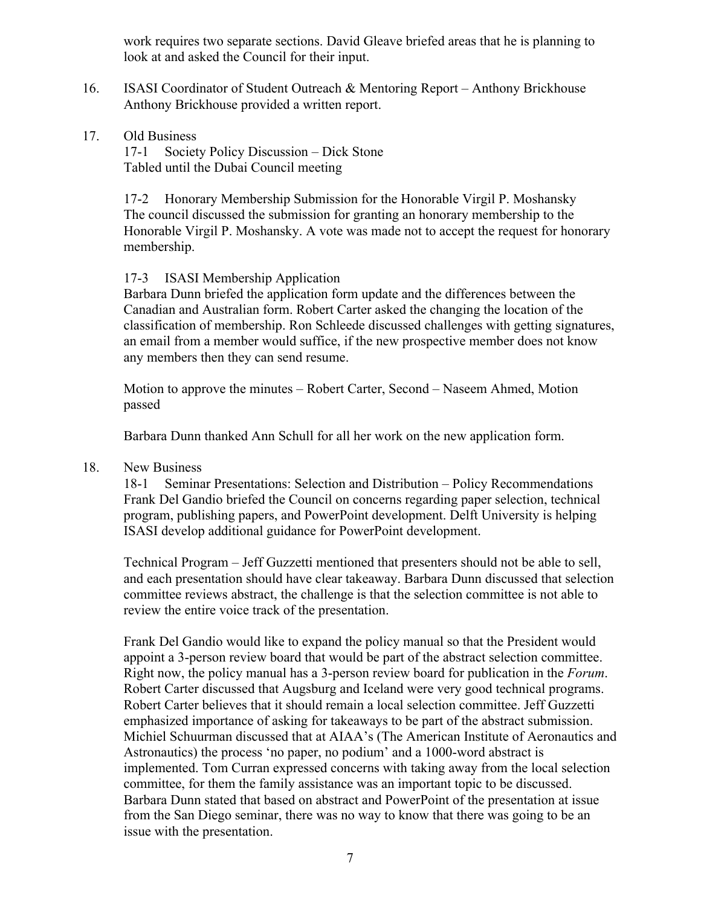work requires two separate sections. David Gleave briefed areas that he is planning to look at and asked the Council for their input.

16. ISASI Coordinator of Student Outreach & Mentoring Report – Anthony Brickhouse
    Anthony Brickhouse provided a written report.

17. Old Business

    17-1 Society Policy Discussion – Dick Stone
    Tabled until the Dubai Council meeting

    17-2 Honorary Membership Submission for the Honorable Virgil P. Moshansky
    The council discussed the submission for granting an honorary membership to the Honorable Virgil P. Moshansky. A vote was made not to accept the request for honorary membership.

    17-3 ISASI Membership Application
    Barbara Dunn briefed the application form update and the differences between the Canadian and Australian form. Robert Carter asked the changing the location of the classification of membership. Ron Schleede discussed challenges with getting signatures, an email from a member would suffice, if the new prospective member does not know any members then they can send resume.

    Motion to approve the minutes – Robert Carter, Second – Naseem Ahmed, Motion passed

    Barbara Dunn thanked Ann Schull for all her work on the new application form.

18. New Business

    18-1 Seminar Presentations: Selection and Distribution – Policy Recommendations
    Frank Del Gandio briefed the Council on concerns regarding paper selection, technical program, publishing papers, and PowerPoint development. Delft University is helping ISASI develop additional guidance for PowerPoint development.

    Technical Program – Jeff Guzzetti mentioned that presenters should not be able to sell, and each presentation should have clear takeaway. Barbara Dunn discussed that selection committee reviews abstract, the challenge is that the selection committee is not able to review the entire voice track of the presentation.

    Frank Del Gandio would like to expand the policy manual so that the President would appoint a 3-person review board that would be part of the abstract selection committee. Right now, the policy manual has a 3-person review board for publication in the *Forum*. Robert Carter discussed that Augsburg and Iceland were very good technical programs. Robert Carter believes that it should remain a local selection committee. Jeff Guzzetti emphasized importance of asking for takeaways to be part of the abstract submission. Michiel Schuurman discussed that at AIAA's (The American Institute of Aeronautics and Astronautics) the process 'no paper, no podium' and a 1000-word abstract is implemented. Tom Curran expressed concerns with taking away from the local selection committee, for them the family assistance was an important topic to be discussed. Barbara Dunn stated that based on abstract and PowerPoint of the presentation at issue from the San Diego seminar, there was no way to know that there was going to be an issue with the presentation.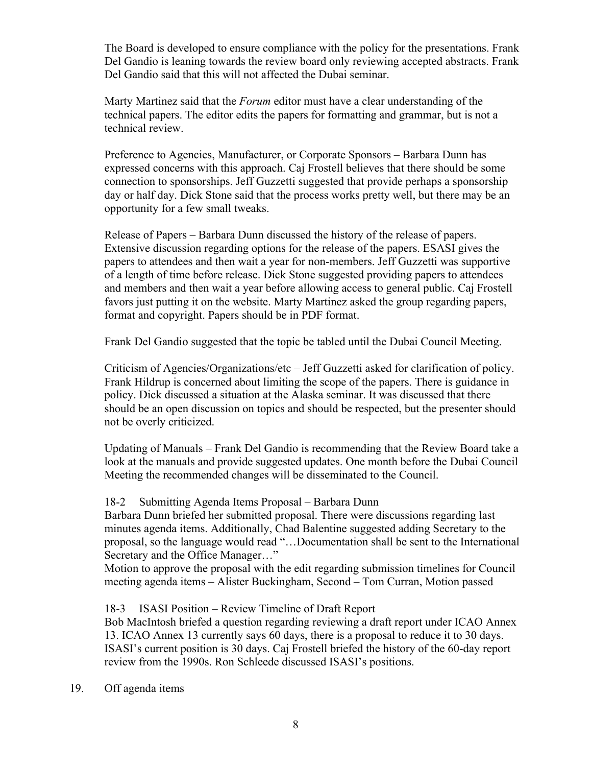The Board is developed to ensure compliance with the policy for the presentations. Frank Del Gandio is leaning towards the review board only reviewing accepted abstracts. Frank Del Gandio said that this will not affected the Dubai seminar.

Marty Martinez said that the *Forum* editor must have a clear understanding of the technical papers. The editor edits the papers for formatting and grammar, but is not a technical review.

Preference to Agencies, Manufacturer, or Corporate Sponsors – Barbara Dunn has expressed concerns with this approach. Caj Frostell believes that there should be some connection to sponsorships. Jeff Guzzetti suggested that provide perhaps a sponsorship day or half day. Dick Stone said that the process works pretty well, but there may be an opportunity for a few small tweaks.

Release of Papers – Barbara Dunn discussed the history of the release of papers. Extensive discussion regarding options for the release of the papers. ESASI gives the papers to attendees and then wait a year for non-members. Jeff Guzzetti was supportive of a length of time before release. Dick Stone suggested providing papers to attendees and members and then wait a year before allowing access to general public. Caj Frostell favors just putting it on the website. Marty Martinez asked the group regarding papers, format and copyright. Papers should be in PDF format.

Frank Del Gandio suggested that the topic be tabled until the Dubai Council Meeting.

Criticism of Agencies/Organizations/etc – Jeff Guzzetti asked for clarification of policy. Frank Hildrup is concerned about limiting the scope of the papers. There is guidance in policy. Dick discussed a situation at the Alaska seminar. It was discussed that there should be an open discussion on topics and should be respected, but the presenter should not be overly criticized.

Updating of Manuals – Frank Del Gandio is recommending that the Review Board take a look at the manuals and provide suggested updates. One month before the Dubai Council Meeting the recommended changes will be disseminated to the Council.

18-2 Submitting Agenda Items Proposal – Barbara Dunn

Barbara Dunn briefed her submitted proposal. There were discussions regarding last minutes agenda items. Additionally, Chad Balentine suggested adding Secretary to the proposal, so the language would read "…Documentation shall be sent to the International Secretary and the Office Manager…"

Motion to approve the proposal with the edit regarding submission timelines for Council meeting agenda items – Alister Buckingham, Second – Tom Curran, Motion passed

18-3 ISASI Position – Review Timeline of Draft Report

Bob MacIntosh briefed a question regarding reviewing a draft report under ICAO Annex 13. ICAO Annex 13 currently says 60 days, there is a proposal to reduce it to 30 days. ISASI's current position is 30 days. Caj Frostell briefed the history of the 60-day report review from the 1990s. Ron Schleede discussed ISASI's positions.

19. Off agenda items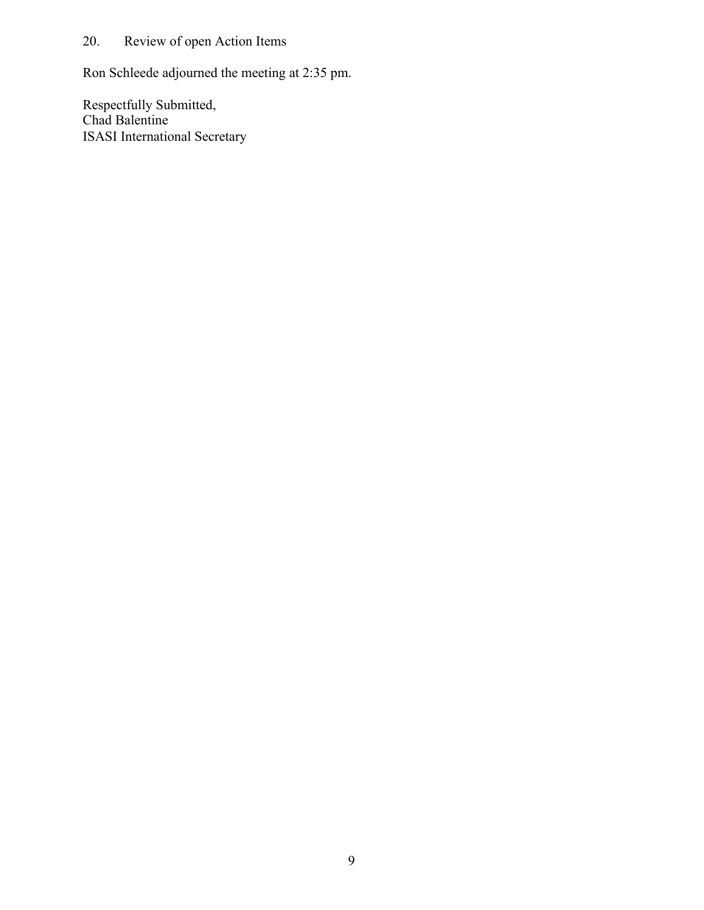20. Review of open Action Items

Ron Schleede adjourned the meeting at 2:35 pm.

Respectfully Submitted,
Chad Balentine
ISASI International Secretary